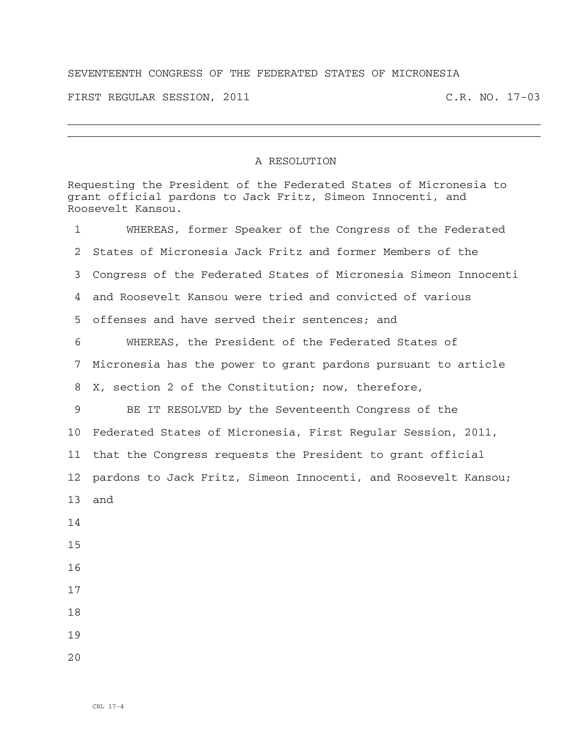SEVENTEENTH CONGRESS OF THE FEDERATED STATES OF MICRONESIA

FIRST REGULAR SESSION, 2011 C.R. NO. 17-03

---

# A RESOLUTION

Requesting the President of the Federated States of Micronesia to grant official pardons to Jack Fritz, Simeon Innocenti, and Roosevelt Kansou.

WHEREAS, former Speaker of the Congress of the Federated States of Micronesia Jack Fritz and former Members of the Congress of the Federated States of Micronesia Simeon Innocenti and Roosevelt Kansou were tried and convicted of various offenses and have served their sentences; and

WHEREAS, the President of the Federated States of Micronesia has the power to grant pardons pursuant to article X, section 2 of the Constitution; now, therefore,

BE IT RESOLVED by the Seventeenth Congress of the Federated States of Micronesia, First Regular Session, 2011, that the Congress requests the President to grant official pardons to Jack Fritz, Simeon Innocenti, and Roosevelt Kansou; and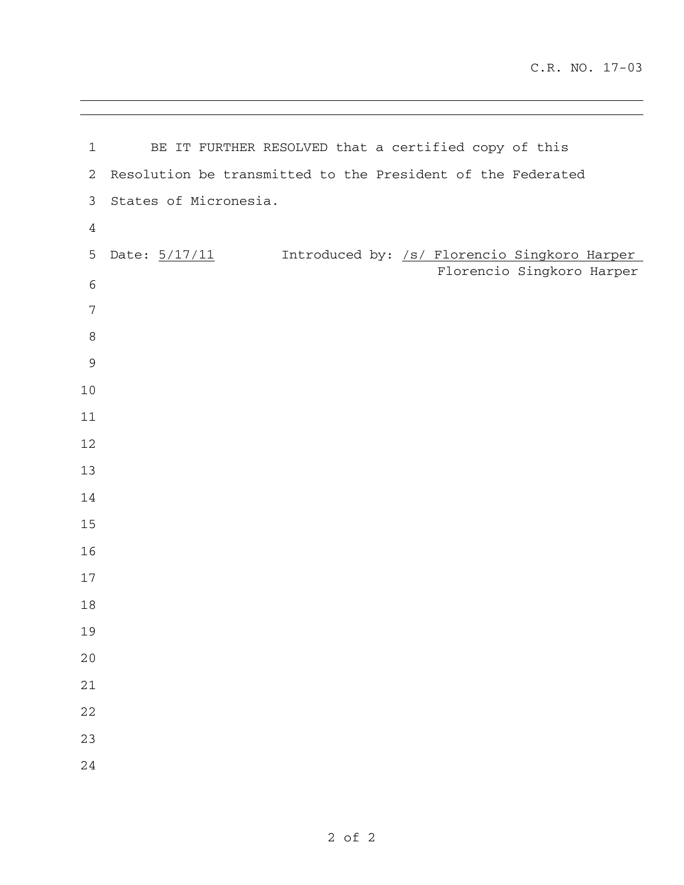BE IT FURTHER RESOLVED that a certified copy of this Resolution be transmitted to the President of the Federated States of Micronesia.

Date: 5/17/11

Introduced by: /s/ Florencio Singkoro Harper

Florencio Singkoro Harper